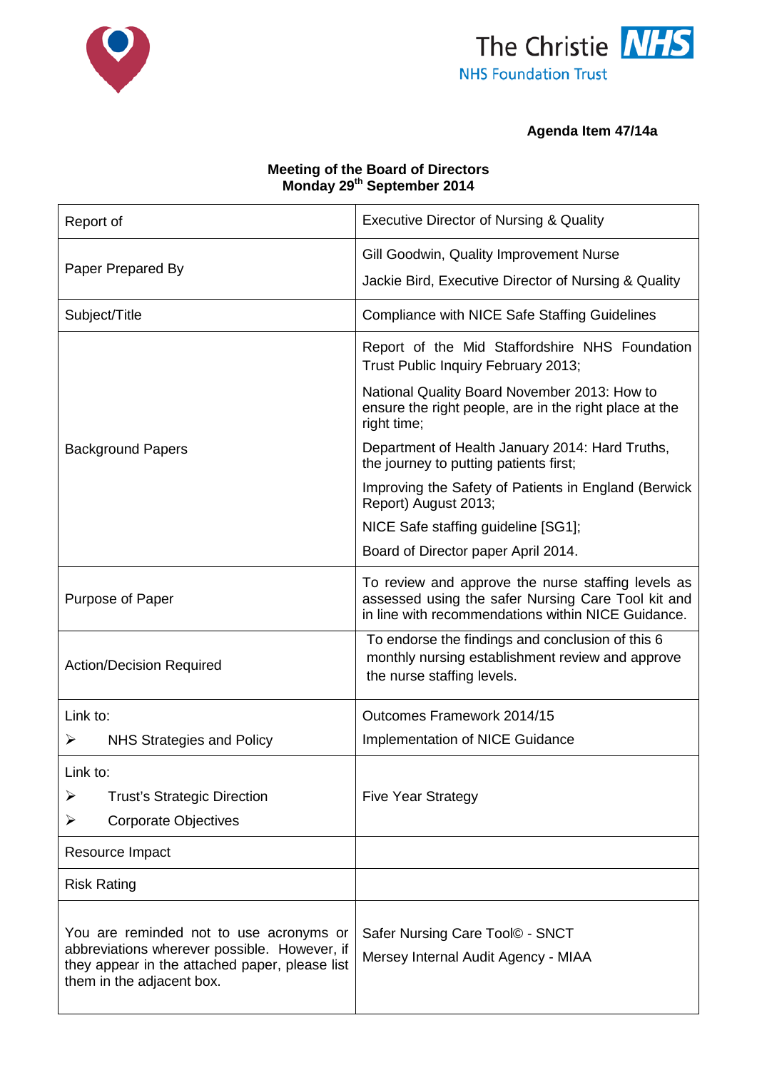The Christie NHS

NHS Foundation Trust

**Agenda Item 47/14a**

**Meeting of the Board of Directors**
**Monday 29th September 2014**

| Report of | Executive Director of Nursing & Quality |
|---|---|
| Paper Prepared By | Gill Goodwin, Quality Improvement Nurse<br>Jackie Bird, Executive Director of Nursing & Quality |
| Subject/Title | Compliance with NICE Safe Staffing Guidelines |
| Background Papers | Report of the Mid Staffordshire NHS Foundation Trust Public Inquiry February 2013;<br>National Quality Board November 2013: How to ensure the right people, are in the right place at the right time;<br>Department of Health January 2014: Hard Truths, the journey to putting patients first;<br>Improving the Safety of Patients in England (Berwick Report) August 2013;<br>NICE Safe staffing guideline [SG1];<br>Board of Director paper April 2014. |
| Purpose of Paper | To review and approve the nurse staffing levels as assessed using the safer Nursing Care Tool kit and in line with recommendations within NICE Guidance. |
| Action/Decision Required | To endorse the findings and conclusion of this 6 monthly nursing establishment review and approve the nurse staffing levels. |
| Link to:<br>➢ NHS Strategies and Policy | Outcomes Framework 2014/15<br>Implementation of NICE Guidance |
| Link to:<br>➢ Trust's Strategic Direction<br>➢ Corporate Objectives | Five Year Strategy |
| Resource Impact | |
| Risk Rating | |
| You are reminded not to use acronyms or abbreviations wherever possible. However, if they appear in the attached paper, please list them in the adjacent box. | Safer Nursing Care Tool© - SNCT<br>Mersey Internal Audit Agency - MIAA |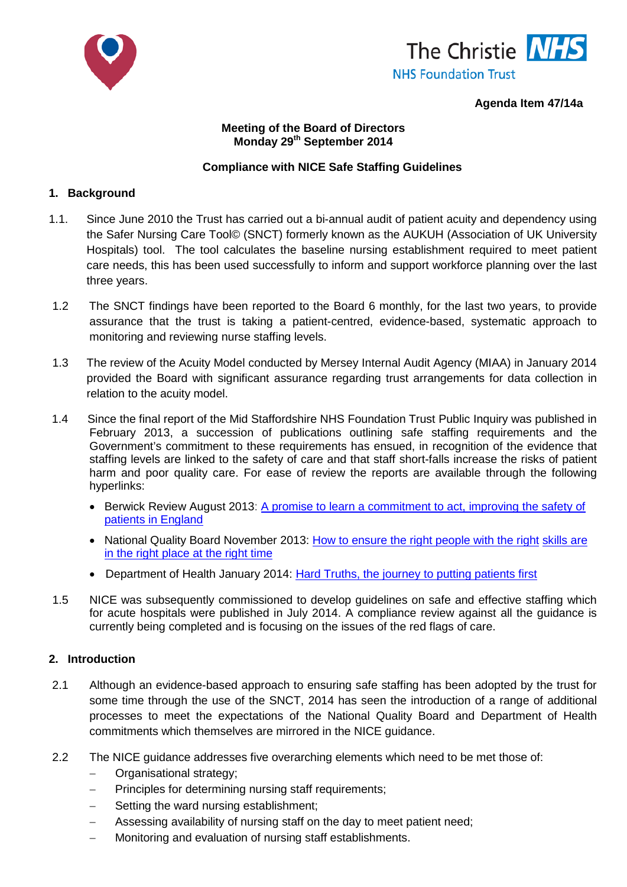**The Christie NHS Foundation Trust**

**Agenda Item 47/14a**

**Meeting of the Board of Directors**
**Monday 29th September 2014**

**Compliance with NICE Safe Staffing Guidelines**

## 1. Background

1.1. Since June 2010 the Trust has carried out a bi-annual audit of patient acuity and dependency using the Safer Nursing Care Tool© (SNCT) formerly known as the AUKUH (Association of UK University Hospitals) tool. The tool calculates the baseline nursing establishment required to meet patient care needs, this has been used successfully to inform and support workforce planning over the last three years.

1.2 The SNCT findings have been reported to the Board 6 monthly, for the last two years, to provide assurance that the trust is taking a patient-centred, evidence-based, systematic approach to monitoring and reviewing nurse staffing levels.

1.3 The review of the Acuity Model conducted by Mersey Internal Audit Agency (MIAA) in January 2014 provided the Board with significant assurance regarding trust arrangements for data collection in relation to the acuity model.

1.4 Since the final report of the Mid Staffordshire NHS Foundation Trust Public Inquiry was published in February 2013, a succession of publications outlining safe staffing requirements and the Government's commitment to these requirements has ensued, in recognition of the evidence that staffing levels are linked to the safety of care and that staff short-falls increase the risks of patient harm and poor quality care. For ease of review the reports are available through the following hyperlinks:

- Berwick Review August 2013: A promise to learn a commitment to act, improving the safety of patients in England
- National Quality Board November 2013: How to ensure the right people with the right skills are in the right place at the right time
- Department of Health January 2014: Hard Truths, the journey to putting patients first

1.5 NICE was subsequently commissioned to develop guidelines on safe and effective staffing which for acute hospitals were published in July 2014. A compliance review against all the guidance is currently being completed and is focusing on the issues of the red flags of care.

## 2. Introduction

2.1 Although an evidence-based approach to ensuring safe staffing has been adopted by the trust for some time through the use of the SNCT, 2014 has seen the introduction of a range of additional processes to meet the expectations of the National Quality Board and Department of Health commitments which themselves are mirrored in the NICE guidance.

2.2 The NICE guidance addresses five overarching elements which need to be met those of:

- Organisational strategy;
- Principles for determining nursing staff requirements;
- Setting the ward nursing establishment;
- Assessing availability of nursing staff on the day to meet patient need;
- Monitoring and evaluation of nursing staff establishments.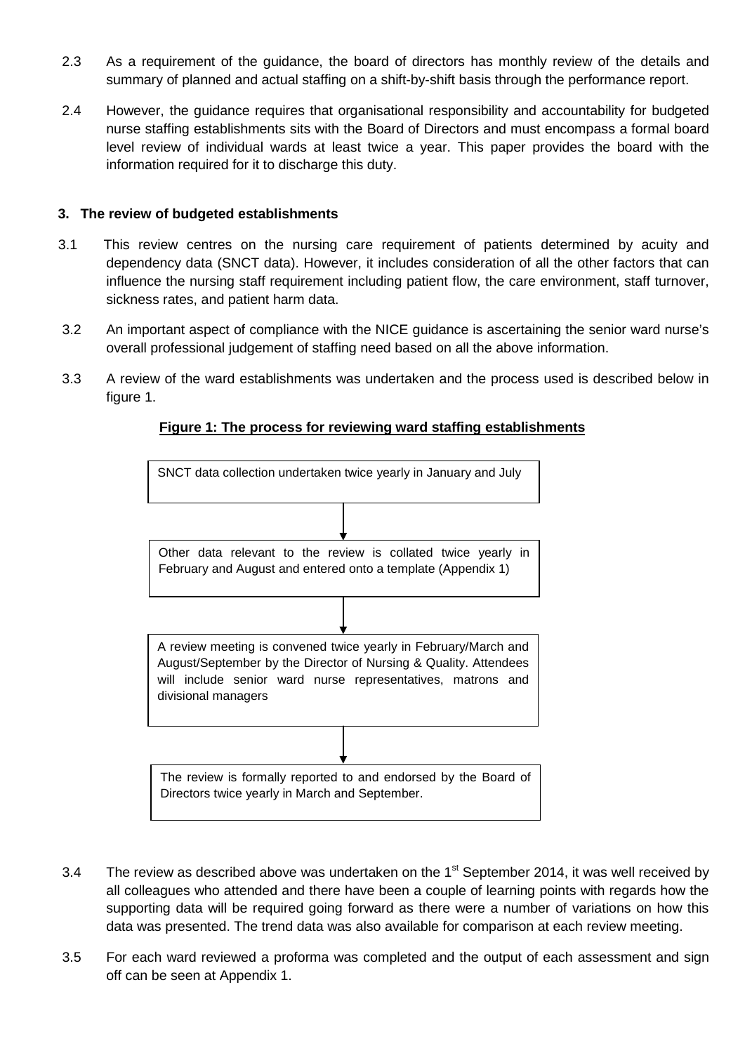2.3 As a requirement of the guidance, the board of directors has monthly review of the details and summary of planned and actual staffing on a shift-by-shift basis through the performance report.

2.4 However, the guidance requires that organisational responsibility and accountability for budgeted nurse staffing establishments sits with the Board of Directors and must encompass a formal board level review of individual wards at least twice a year. This paper provides the board with the information required for it to discharge this duty.

## 3. The review of budgeted establishments

3.1 This review centres on the nursing care requirement of patients determined by acuity and dependency data (SNCT data). However, it includes consideration of all the other factors that can influence the nursing staff requirement including patient flow, the care environment, staff turnover, sickness rates, and patient harm data.

3.2 An important aspect of compliance with the NICE guidance is ascertaining the senior ward nurse's overall professional judgement of staffing need based on all the above information.

3.3 A review of the ward establishments was undertaken and the process used is described below in figure 1.

**Figure 1: The process for reviewing ward staffing establishments**

SNCT data collection undertaken twice yearly in January and July

↓

Other data relevant to the review is collated twice yearly in February and August and entered onto a template (Appendix 1)

↓

A review meeting is convened twice yearly in February/March and August/September by the Director of Nursing & Quality. Attendees will include senior ward nurse representatives, matrons and divisional managers

↓

The review is formally reported to and endorsed by the Board of Directors twice yearly in March and September.

3.4 The review as described above was undertaken on the 1st September 2014, it was well received by all colleagues who attended and there have been a couple of learning points with regards how the supporting data will be required going forward as there were a number of variations on how this data was presented. The trend data was also available for comparison at each review meeting.

3.5 For each ward reviewed a proforma was completed and the output of each assessment and sign off can be seen at Appendix 1.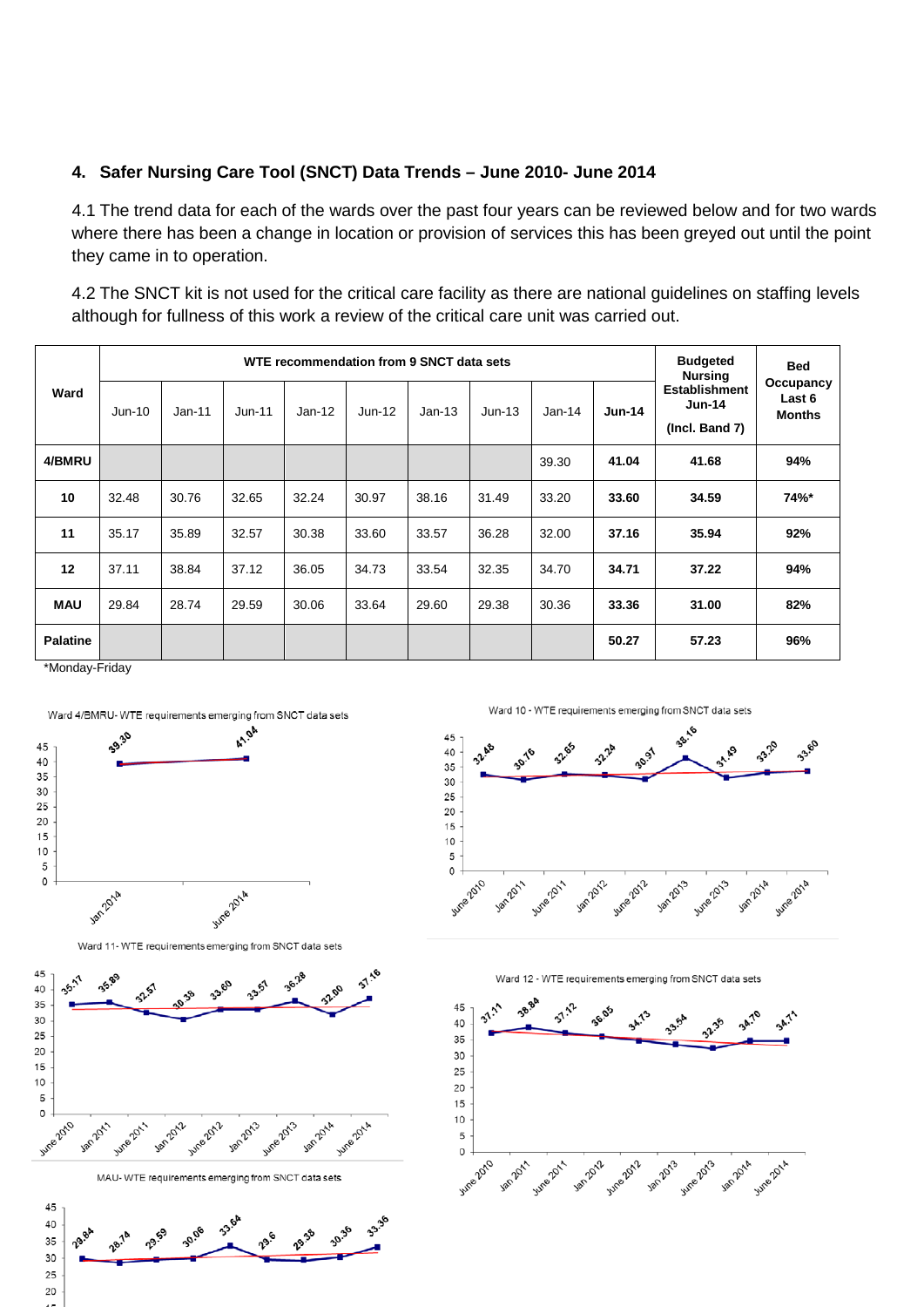## 4. Safer Nursing Care Tool (SNCT) Data Trends – June 2010- June 2014

4.1 The trend data for each of the wards over the past four years can be reviewed below and for two wards where there has been a change in location or provision of services this has been greyed out until the point they came in to operation.

4.2 The SNCT kit is not used for the critical care facility as there are national guidelines on staffing levels although for fullness of this work a review of the critical care unit was carried out.

| Ward | WTE recommendation from 9 SNCT data sets | | | | | | | | | Budgeted Nursing Establishment Jun-14 (Incl. Band 7) | Bed Occupancy Last 6 Months |
|---|---|---|---|---|---|---|---|---|---|---|---|
| | Jun-10 | Jan-11 | Jun-11 | Jan-12 | Jun-12 | Jan-13 | Jun-13 | Jan-14 | **Jun-14** | | |
| **4/BMRU** | | | | | | | | 39.30 | **41.04** | **41.68** | **94%** |
| **10** | 32.48 | 30.76 | 32.65 | 32.24 | 30.97 | 38.16 | 31.49 | 33.20 | **33.60** | **34.59** | **74%*** |
| **11** | 35.17 | 35.89 | 32.57 | 30.38 | 33.60 | 33.57 | 36.28 | 32.00 | **37.16** | **35.94** | **92%** |
| **12** | 37.11 | 38.84 | 37.12 | 36.05 | 34.73 | 33.54 | 32.35 | 34.70 | **34.71** | **37.22** | **94%** |
| **MAU** | 29.84 | 28.74 | 29.59 | 30.06 | 33.64 | 29.60 | 29.38 | 30.36 | **33.36** | **31.00** | **82%** |
| **Palatine** | | | | | | | | | **50.27** | **57.23** | **96%** |

*Monday-Friday

Ward 4/BMRU- WTE requirements emerging from SNCT data sets

Ward 10 - WTE requirements emerging from SNCT data sets

Ward 11- WTE requirements emerging from SNCT data sets

Ward 12 - WTE requirements emerging from SNCT data sets

MAU- WTE requirements emerging from SNCT data sets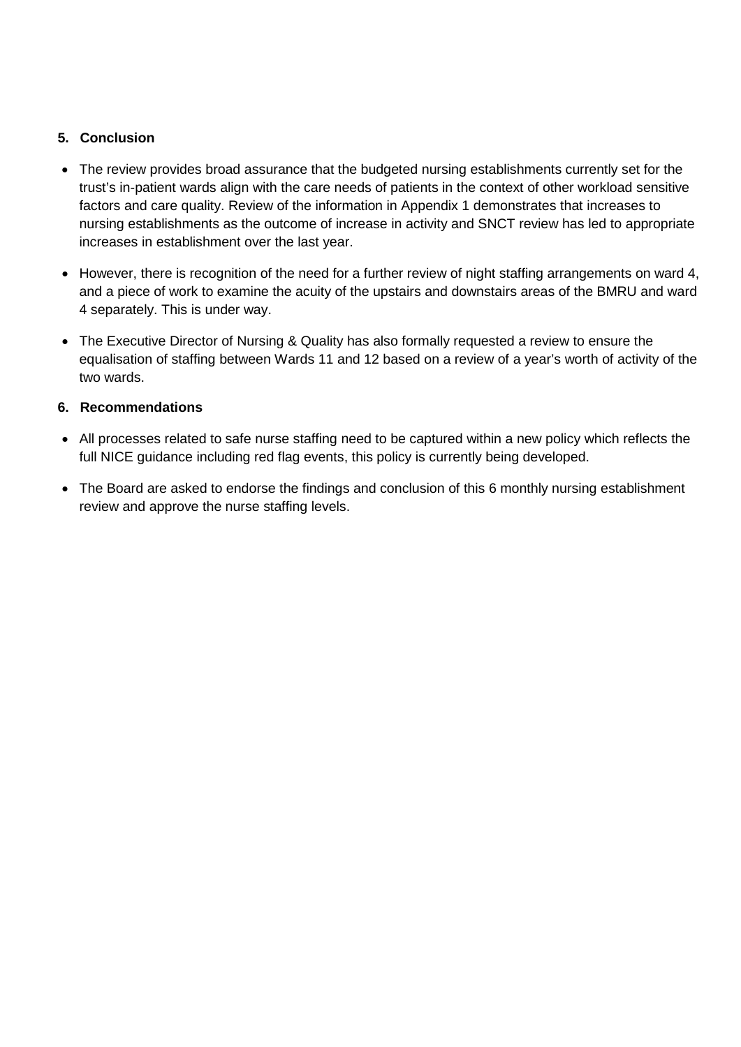## 5. Conclusion

- The review provides broad assurance that the budgeted nursing establishments currently set for the trust's in-patient wards align with the care needs of patients in the context of other workload sensitive factors and care quality. Review of the information in Appendix 1 demonstrates that increases to nursing establishments as the outcome of increase in activity and SNCT review has led to appropriate increases in establishment over the last year.
- However, there is recognition of the need for a further review of night staffing arrangements on ward 4, and a piece of work to examine the acuity of the upstairs and downstairs areas of the BMRU and ward 4 separately. This is under way.
- The Executive Director of Nursing & Quality has also formally requested a review to ensure the equalisation of staffing between Wards 11 and 12 based on a review of a year's worth of activity of the two wards.

## 6. Recommendations

- All processes related to safe nurse staffing need to be captured within a new policy which reflects the full NICE guidance including red flag events, this policy is currently being developed.
- The Board are asked to endorse the findings and conclusion of this 6 monthly nursing establishment review and approve the nurse staffing levels.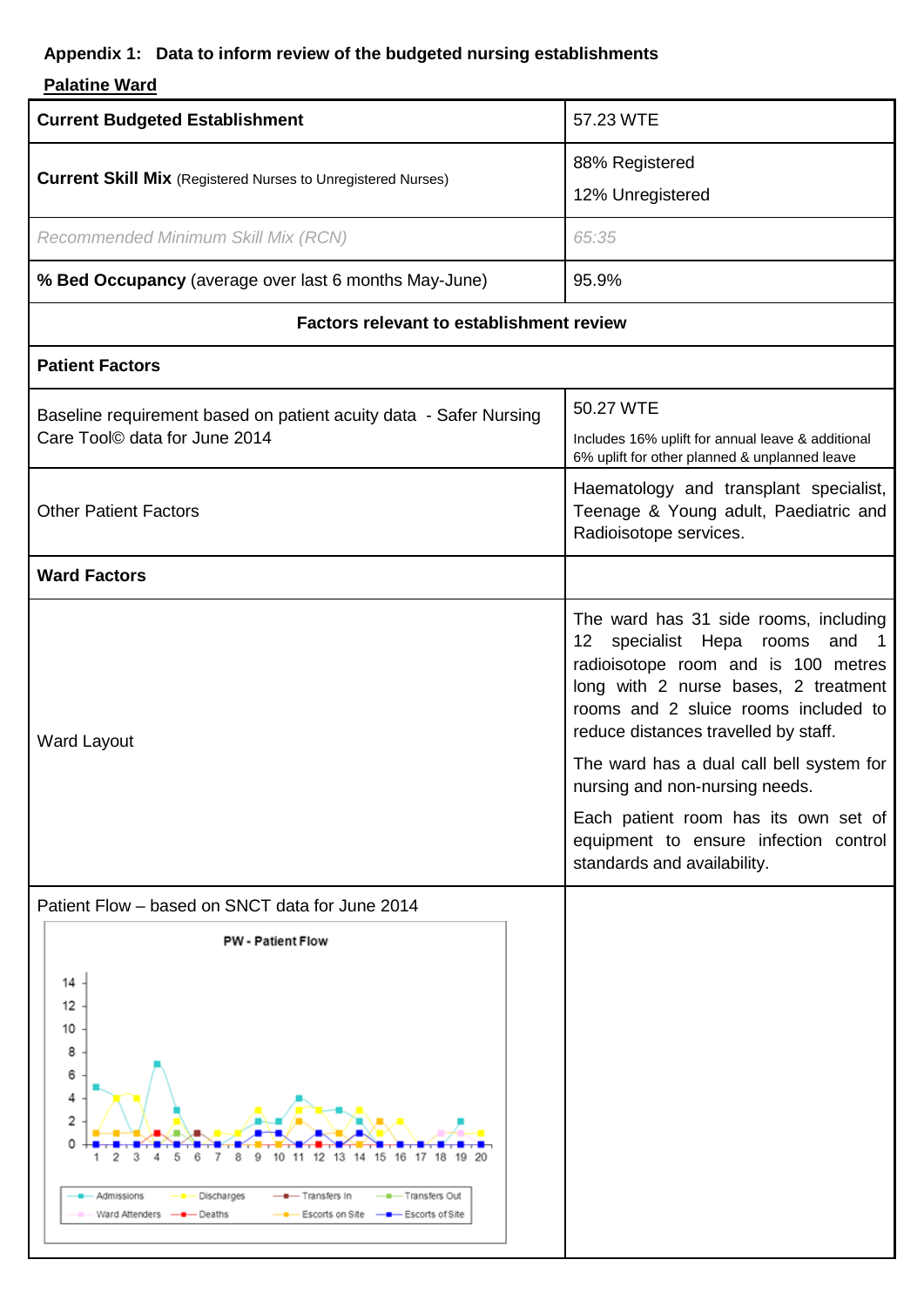**Appendix 1: Data to inform review of the budgeted nursing establishments**

**Palatine Ward**

| | |
|---|---|
| **Current Budgeted Establishment** | 57.23 WTE |
| **Current Skill Mix** (Registered Nurses to Unregistered Nurses) | 88% Registered<br>12% Unregistered |
| *Recommended Minimum Skill Mix (RCN)* | *65:35* |
| **% Bed Occupancy** (average over last 6 months May-June) | 95.9% |
| **Factors relevant to establishment review** | |
| **Patient Factors** | |
| Baseline requirement based on patient acuity data - Safer Nursing Care Tool© data for June 2014 | 50.27 WTE<br>Includes 16% uplift for annual leave & additional 6% uplift for other planned & unplanned leave |
| Other Patient Factors | Haematology and transplant specialist, Teenage & Young adult, Paediatric and Radioisotope services. |
| **Ward Factors** | |
| Ward Layout | The ward has 31 side rooms, including 12 specialist Hepa rooms and 1 radioisotope room and is 100 metres long with 2 nurse bases, 2 treatment rooms and 2 sluice rooms included to reduce distances travelled by staff.<br>The ward has a dual call bell system for nursing and non-nursing needs.<br>Each patient room has its own set of equipment to ensure infection control standards and availability. |
| Patient Flow – based on SNCT data for June 2014 | |

PW - Patient Flow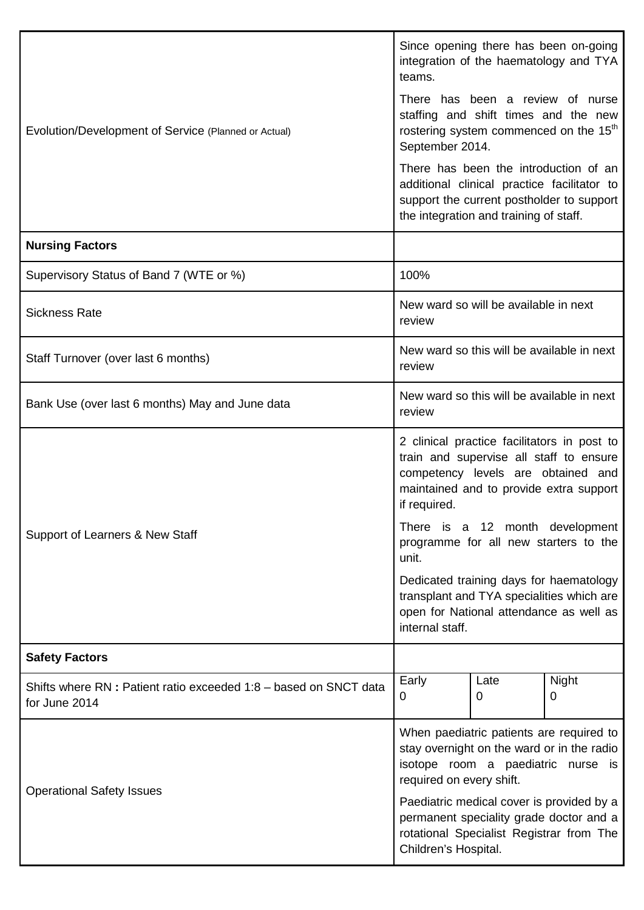| | | | |
|---|---|---|---|
| Evolution/Development of Service (Planned or Actual) | Since opening there has been on-going integration of the haematology and TYA teams.<br><br>There has been a review of nurse staffing and shift times and the new rostering system commenced on the 15th September 2014.<br><br>There has been the introduction of an additional clinical practice facilitator to support the current postholder to support the integration and training of staff. | | |
| **Nursing Factors** | | | |
| Supervisory Status of Band 7 (WTE or %) | 100% | | |
| Sickness Rate | New ward so will be available in next review | | |
| Staff Turnover (over last 6 months) | New ward so this will be available in next review | | |
| Bank Use (over last 6 months) May and June data | New ward so this will be available in next review | | |
| Support of Learners & New Staff | 2 clinical practice facilitators in post to train and supervise all staff to ensure competency levels are obtained and maintained and to provide extra support if required.<br><br>There is a 12 month development programme for all new starters to the unit.<br><br>Dedicated training days for haematology transplant and TYA specialities which are open for National attendance as well as internal staff. | | |
| **Safety Factors** | | | |
| Shifts where RN : Patient ratio exceeded 1:8 – based on SNCT data for June 2014 | Early<br>0 | Late<br>0 | Night<br>0 |
| Operational Safety Issues | When paediatric patients are required to stay overnight on the ward or in the radio isotope room a paediatric nurse is required on every shift.<br><br>Paediatric medical cover is provided by a permanent speciality grade doctor and a rotational Specialist Registrar from The Children's Hospital. | | |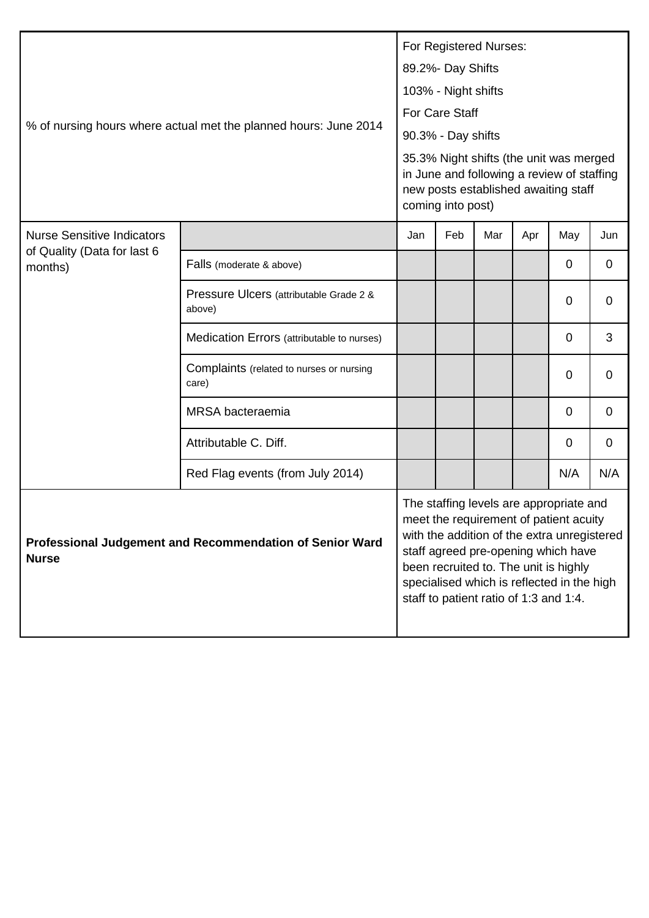| % of nursing hours where actual met the planned hours: June 2014 | | For Registered Nurses:<br>89.2%- Day Shifts<br>103% - Night shifts<br>For Care Staff<br>90.3% - Day shifts<br>35.3% Night shifts (the unit was merged in June and following a review of staffing new posts established awaiting staff coming into post) | | | | | |
|---|---|---|---|---|---|---|---|
| Nurse Sensitive Indicators of Quality (Data for last 6 months) | | Jan | Feb | Mar | Apr | May | Jun |
| | Falls (moderate & above) | | | | | 0 | 0 |
| | Pressure Ulcers (attributable Grade 2 & above) | | | | | 0 | 0 |
| | Medication Errors (attributable to nurses) | | | | | 0 | 3 |
| | Complaints (related to nurses or nursing care) | | | | | 0 | 0 |
| | MRSA bacteraemia | | | | | 0 | 0 |
| | Attributable C. Diff. | | | | | 0 | 0 |
| | Red Flag events (from July 2014) | | | | | N/A | N/A |
| **Professional Judgement and Recommendation of Senior Ward Nurse** | | The staffing levels are appropriate and meet the requirement of patient acuity with the addition of the extra unregistered staff agreed pre-opening which have been recruited to. The unit is highly specialised which is reflected in the high staff to patient ratio of 1:3 and 1:4. | | | | | |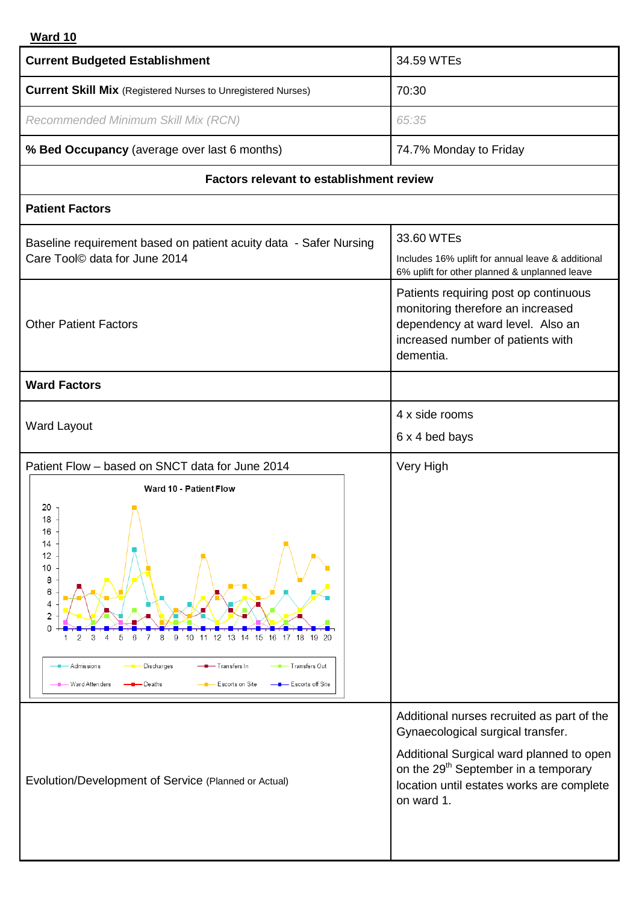**Ward 10**

| **Current Budgeted Establishment** | 34.59 WTEs |
|---|---|
| **Current Skill Mix** (Registered Nurses to Unregistered Nurses) | 70:30 |
| *Recommended Minimum Skill Mix (RCN)* | *65:35* |
| **% Bed Occupancy** (average over last 6 months) | 74.7% Monday to Friday |
| **Factors relevant to establishment review** | |
| **Patient Factors** | |
| Baseline requirement based on patient acuity data - Safer Nursing Care Tool© data for June 2014 | 33.60 WTEs<br>Includes 16% uplift for annual leave & additional 6% uplift for other planned & unplanned leave |
| Other Patient Factors | Patients requiring post op continuous monitoring therefore an increased dependency at ward level. Also an increased number of patients with dementia. |
| **Ward Factors** | |
| Ward Layout | 4 x side rooms<br>6 x 4 bed bays |
| Patient Flow – based on SNCT data for June 2014<br>Ward 10 - Patient Flow | Very High |
| Evolution/Development of Service (Planned or Actual) | Additional nurses recruited as part of the Gynaecological surgical transfer.<br>Additional Surgical ward planned to open on the 29th September in a temporary location until estates works are complete on ward 1. |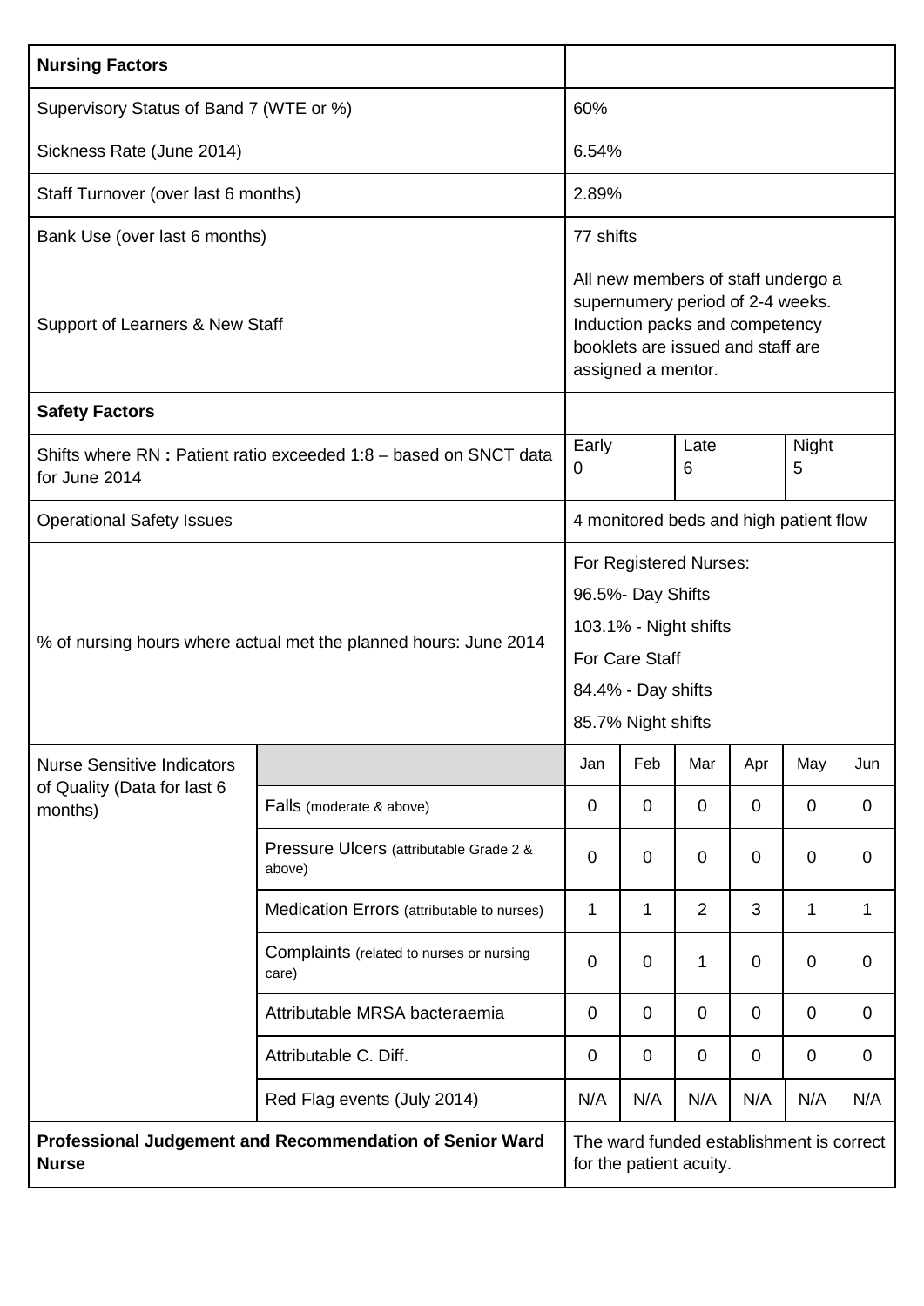| **Nursing Factors** | | | | | | | |
|---|---|---|---|---|---|---|---|
| Supervisory Status of Band 7 (WTE or %) | | 60% | | | | | |
| Sickness Rate (June 2014) | | 6.54% | | | | | |
| Staff Turnover (over last 6 months) | | 2.89% | | | | | |
| Bank Use (over last 6 months) | | 77 shifts | | | | | |
| Support of Learners & New Staff | | All new members of staff undergo a supernumery period of 2-4 weeks. Induction packs and competency booklets are issued and staff are assigned a mentor. | | | | | |
| **Safety Factors** | | | | | | | |
| Shifts where RN **:** Patient ratio exceeded 1:8 – based on SNCT data for June 2014 | | Early 0 | | Late 6 | | Night 5 | |
| Operational Safety Issues | | 4 monitored beds and high patient flow | | | | | |
| % of nursing hours where actual met the planned hours: June 2014 | | For Registered Nurses: 96.5%- Day Shifts 103.1% - Night shifts For Care Staff 84.4% - Day shifts 85.7% Night shifts | | | | | |
| Nurse Sensitive Indicators of Quality (Data for last 6 months) | | Jan | Feb | Mar | Apr | May | Jun |
| | Falls (moderate & above) | 0 | 0 | 0 | 0 | 0 | 0 |
| | Pressure Ulcers (attributable Grade 2 & above) | 0 | 0 | 0 | 0 | 0 | 0 |
| | Medication Errors (attributable to nurses) | 1 | 1 | 2 | 3 | 1 | 1 |
| | Complaints (related to nurses or nursing care) | 0 | 0 | 1 | 0 | 0 | 0 |
| | Attributable MRSA bacteraemia | 0 | 0 | 0 | 0 | 0 | 0 |
| | Attributable C. Diff. | 0 | 0 | 0 | 0 | 0 | 0 |
| | Red Flag events (July 2014) | N/A | N/A | N/A | N/A | N/A | N/A |
| **Professional Judgement and Recommendation of Senior Ward Nurse** | | The ward funded establishment is correct for the patient acuity. | | | | | |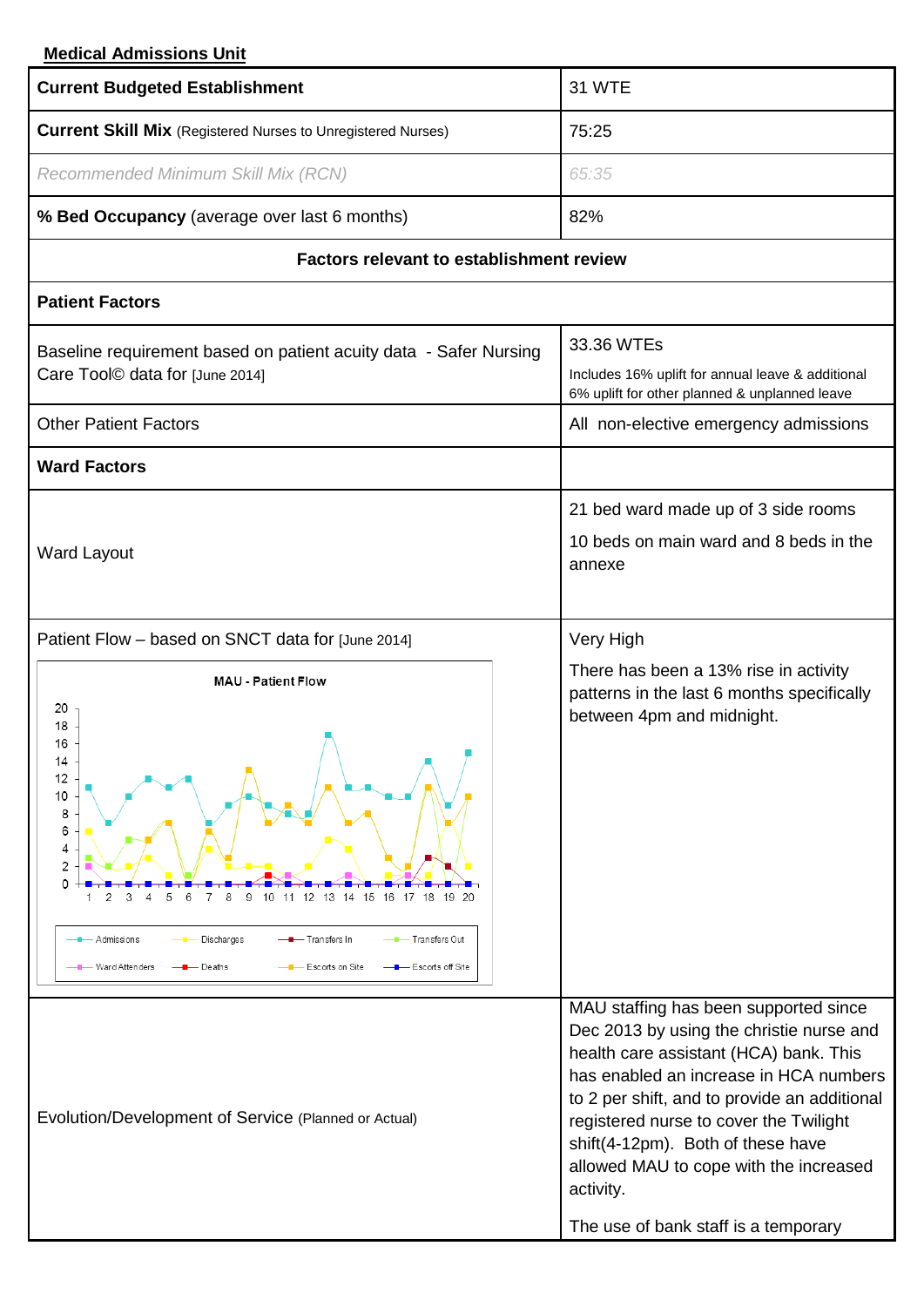**Medical Admissions Unit**

| **Current Budgeted Establishment** | 31 WTE |
|---|---|
| **Current Skill Mix** (Registered Nurses to Unregistered Nurses) | 75:25 |
| *Recommended Minimum Skill Mix (RCN)* | *65:35* |
| **% Bed Occupancy** (average over last 6 months) | 82% |
| **Factors relevant to establishment review** | |
| **Patient Factors** | |
| Baseline requirement based on patient acuity data - Safer Nursing Care Tool© data for [June 2014] | 33.36 WTEs<br>Includes 16% uplift for annual leave & additional 6% uplift for other planned & unplanned leave |
| Other Patient Factors | All non-elective emergency admissions |
| **Ward Factors** | |
| Ward Layout | 21 bed ward made up of 3 side rooms<br>10 beds on main ward and 8 beds in the annexe |
| Patient Flow – based on SNCT data for [June 2014]<br>MAU - Patient Flow (chart: Admissions, Discharges, Transfers In, Transfers Out, Ward Attenders, Deaths, Escorts on Site, Escorts off Site) | Very High<br>There has been a 13% rise in activity patterns in the last 6 months specifically between 4pm and midnight. |
| Evolution/Development of Service (Planned or Actual) | MAU staffing has been supported since Dec 2013 by using the christie nurse and health care assistant (HCA) bank. This has enabled an increase in HCA numbers to 2 per shift, and to provide an additional registered nurse to cover the Twilight shift(4-12pm). Both of these have allowed MAU to cope with the increased activity.<br>The use of bank staff is a temporary |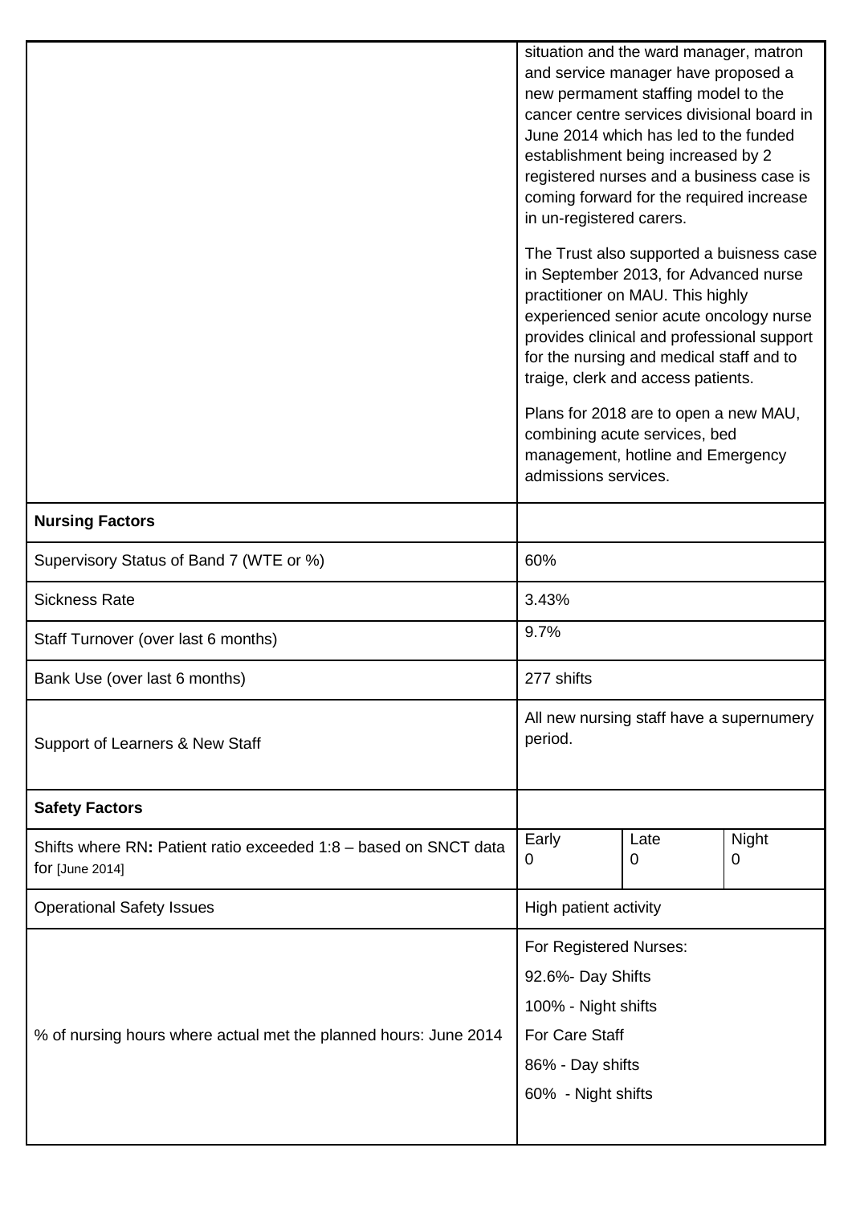| | | | |
|---|---|---|---|
| | situation and the ward manager, matron and service manager have proposed a new permament staffing model to the cancer centre services divisional board in June 2014 which has led to the funded establishment being increased by 2 registered nurses and a business case is coming forward for the required increase in un-registered carers.<br><br>The Trust also supported a buisness case in September 2013, for Advanced nurse practitioner on MAU. This highly experienced senior acute oncology nurse provides clinical and professional support for the nursing and medical staff and to traige, clerk and access patients.<br><br>Plans for 2018 are to open a new MAU, combining acute services, bed management, hotline and Emergency admissions services. | | |
| **Nursing Factors** | | | |
| Supervisory Status of Band 7 (WTE or %) | 60% | | |
| Sickness Rate | 3.43% | | |
| Staff Turnover (over last 6 months) | 9.7% | | |
| Bank Use (over last 6 months) | 277 shifts | | |
| Support of Learners & New Staff | All new nursing staff have a supernumery period. | | |
| **Safety Factors** | | | |
| Shifts where RN**:** Patient ratio exceeded 1:8 – based on SNCT data for [June 2014] | Early<br>0 | Late<br>0 | Night<br>0 |
| Operational Safety Issues | High patient activity | | |
| % of nursing hours where actual met the planned hours: June 2014 | For Registered Nurses:<br>92.6%- Day Shifts<br>100% - Night shifts<br>For Care Staff<br>86% - Day shifts<br>60% - Night shifts | | |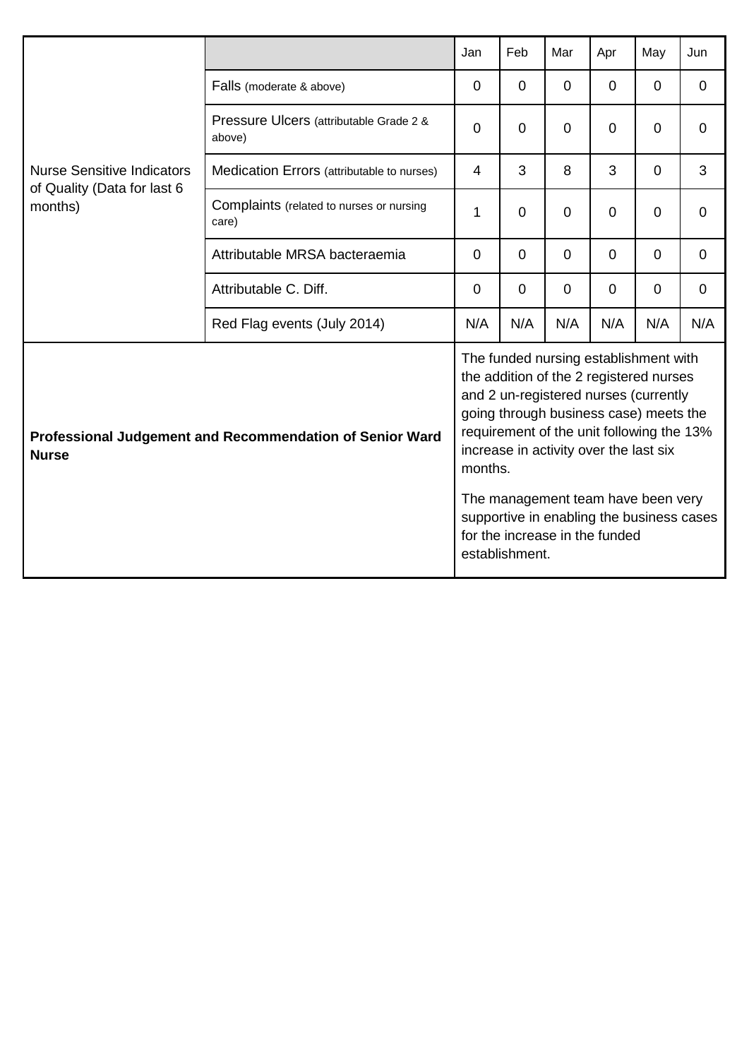| | | Jan | Feb | Mar | Apr | May | Jun |
|---|---|---|---|---|---|---|---|
| Nurse Sensitive Indicators of Quality (Data for last 6 months) | Falls (moderate & above) | 0 | 0 | 0 | 0 | 0 | 0 |
| | Pressure Ulcers (attributable Grade 2 & above) | 0 | 0 | 0 | 0 | 0 | 0 |
| | Medication Errors (attributable to nurses) | 4 | 3 | 8 | 3 | 0 | 3 |
| | Complaints (related to nurses or nursing care) | 1 | 0 | 0 | 0 | 0 | 0 |
| | Attributable MRSA bacteraemia | 0 | 0 | 0 | 0 | 0 | 0 |
| | Attributable C. Diff. | 0 | 0 | 0 | 0 | 0 | 0 |
| | Red Flag events (July 2014) | N/A | N/A | N/A | N/A | N/A | N/A |
| **Professional Judgement and Recommendation of Senior Ward Nurse** | | The funded nursing establishment with the addition of the 2 registered nurses and 2 un-registered nurses (currently going through business case) meets the requirement of the unit following the 13% increase in activity over the last six months. The management team have been very supportive in enabling the business cases for the increase in the funded establishment. | | | | | |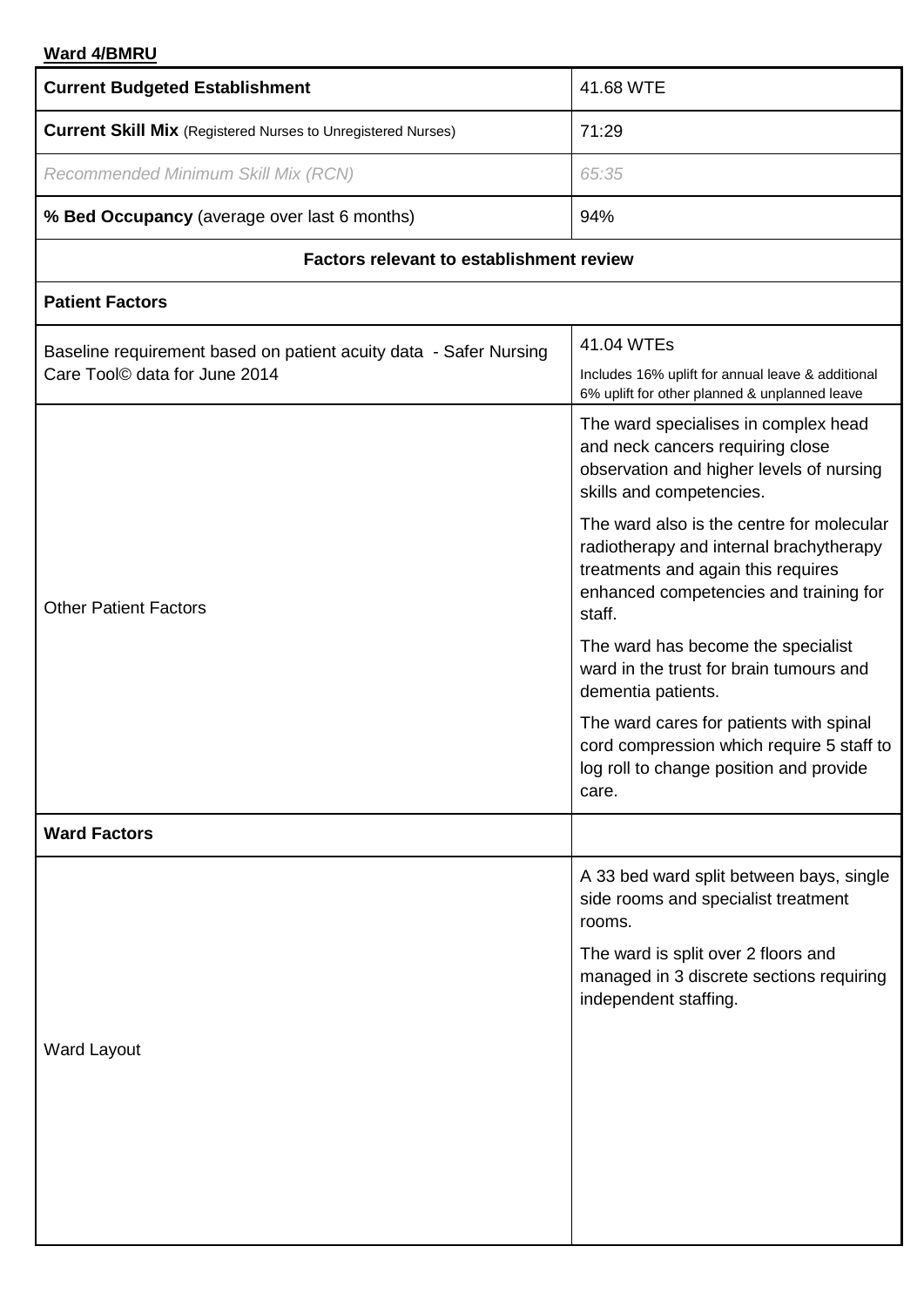**Ward 4/BMRU**

| | |
|---|---|
| **Current Budgeted Establishment** | 41.68 WTE |
| **Current Skill Mix** (Registered Nurses to Unregistered Nurses) | 71:29 |
| *Recommended Minimum Skill Mix (RCN)* | *65:35* |
| **% Bed Occupancy** (average over last 6 months) | 94% |
| **Factors relevant to establishment review** | |
| **Patient Factors** | |
| Baseline requirement based on patient acuity data - Safer Nursing Care Tool© data for June 2014 | 41.04 WTEs<br>Includes 16% uplift for annual leave & additional 6% uplift for other planned & unplanned leave |
| Other Patient Factors | The ward specialises in complex head and neck cancers requiring close observation and higher levels of nursing skills and competencies.<br>The ward also is the centre for molecular radiotherapy and internal brachytherapy treatments and again this requires enhanced competencies and training for staff.<br>The ward has become the specialist ward in the trust for brain tumours and dementia patients.<br>The ward cares for patients with spinal cord compression which require 5 staff to log roll to change position and provide care. |
| **Ward Factors** | |
| Ward Layout | A 33 bed ward split between bays, single side rooms and specialist treatment rooms.<br>The ward is split over 2 floors and managed in 3 discrete sections requiring independent staffing. |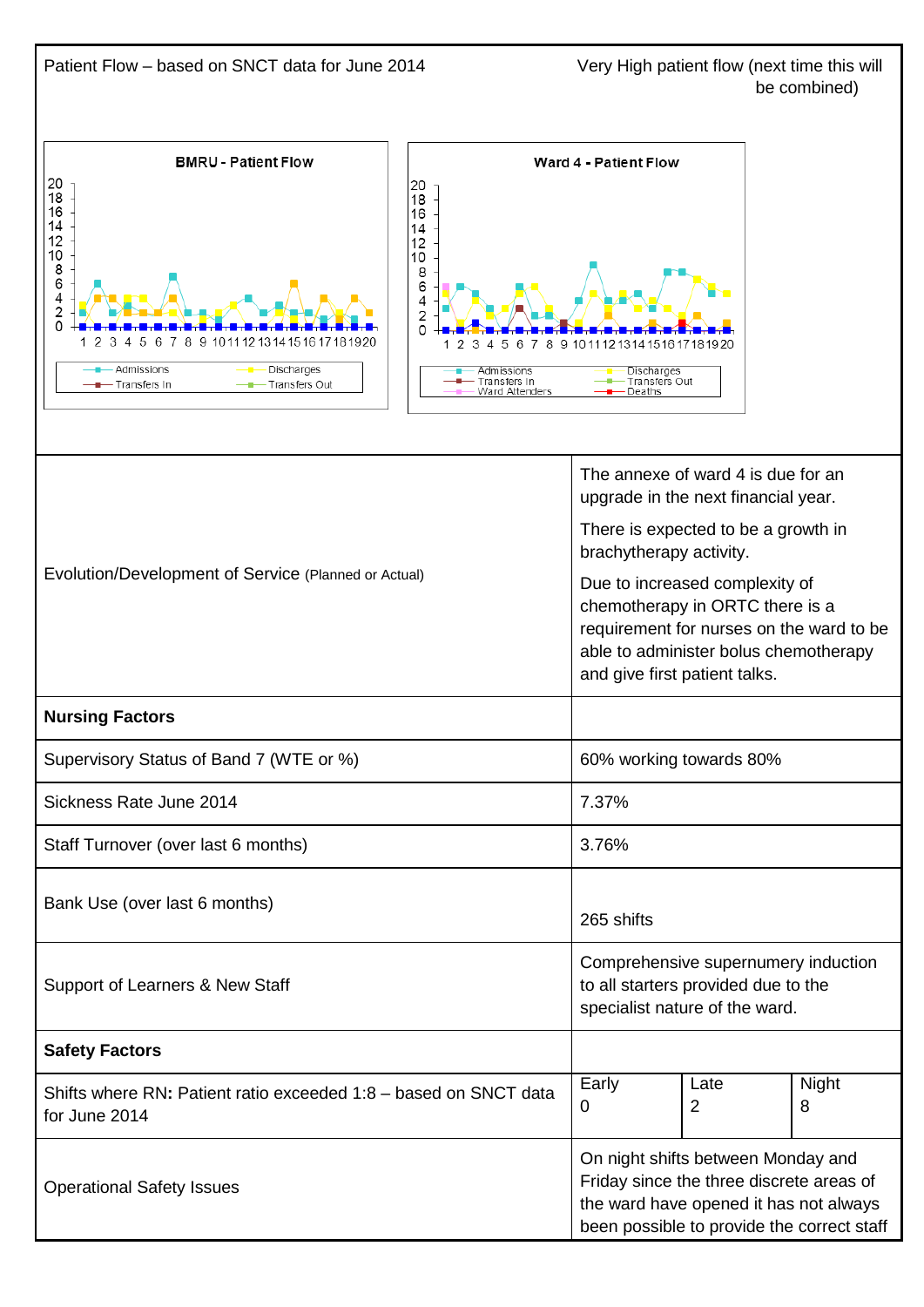Patient Flow – based on SNCT data for June 2014

Very High patient flow (next time this will be combined)

**BMRU - Patient Flow**

Legend: Admissions, Discharges, Transfers In, Transfers Out

**Ward 4 - Patient Flow**

Legend: Admissions, Discharges, Transfers In, Transfers Out, Ward Attenders, Deaths

| | |
|---|---|
| Evolution/Development of Service (Planned or Actual) | The annexe of ward 4 is due for an upgrade in the next financial year.<br>There is expected to be a growth in brachytherapy activity.<br>Due to increased complexity of chemotherapy in ORTC there is a requirement for nurses on the ward to be able to administer bolus chemotherapy and give first patient talks. |
| **Nursing Factors** | |
| Supervisory Status of Band 7 (WTE or %) | 60% working towards 80% |
| Sickness Rate June 2014 | 7.37% |
| Staff Turnover (over last 6 months) | 3.76% |
| Bank Use (over last 6 months) | 265 shifts |
| Support of Learners & New Staff | Comprehensive supernumery induction to all starters provided due to the specialist nature of the ward. |
| **Safety Factors** | |
| Shifts where RN: Patient ratio exceeded 1:8 – based on SNCT data for June 2014 | Early 0 / Late 2 / Night 8 |
| Operational Safety Issues | On night shifts between Monday and Friday since the three discrete areas of the ward have opened it has not always been possible to provide the correct staff |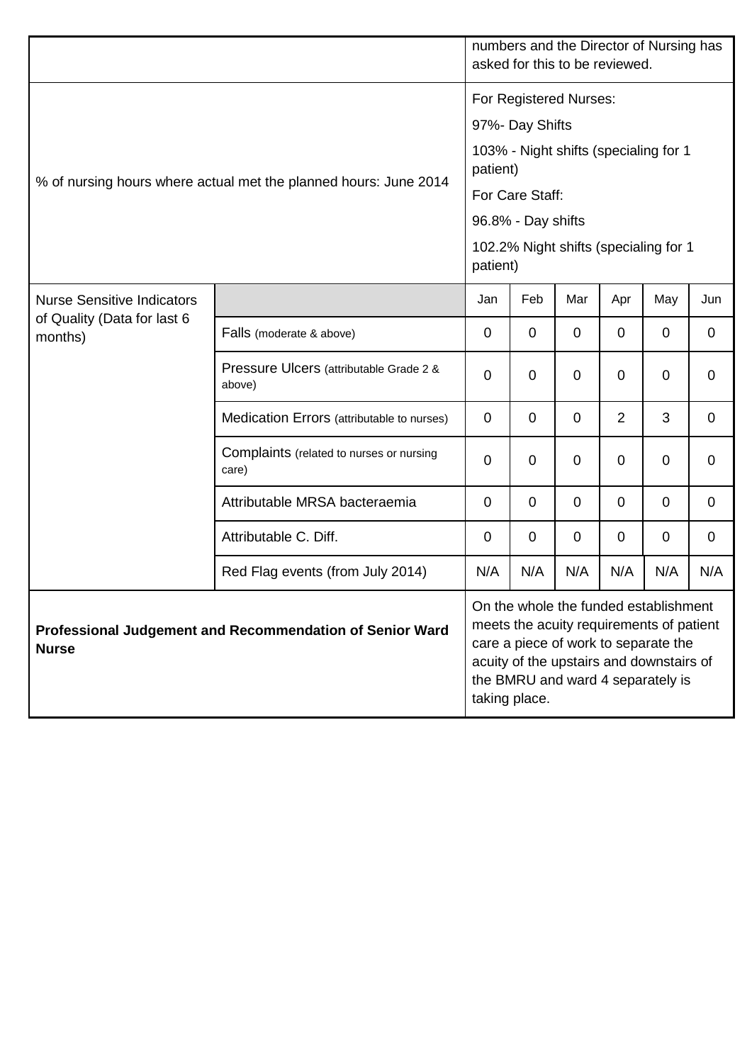| | | | | | | | |
|---|---|---|---|---|---|---|---|
| | | numbers and the Director of Nursing has asked for this to be reviewed. | | | | | |
| % of nursing hours where actual met the planned hours: June 2014 | | For Registered Nurses:<br><br>97%- Day Shifts<br><br>103% - Night shifts (specialing for 1 patient)<br><br>For Care Staff:<br><br>96.8% - Day shifts<br><br>102.2% Night shifts (specialing for 1 patient) | | | | | |
| Nurse Sensitive Indicators of Quality (Data for last 6 months) | | Jan | Feb | Mar | Apr | May | Jun |
| | Falls (moderate & above) | 0 | 0 | 0 | 0 | 0 | 0 |
| | Pressure Ulcers (attributable Grade 2 & above) | 0 | 0 | 0 | 0 | 0 | 0 |
| | Medication Errors (attributable to nurses) | 0 | 0 | 0 | 2 | 3 | 0 |
| | Complaints (related to nurses or nursing care) | 0 | 0 | 0 | 0 | 0 | 0 |
| | Attributable MRSA bacteraemia | 0 | 0 | 0 | 0 | 0 | 0 |
| | Attributable C. Diff. | 0 | 0 | 0 | 0 | 0 | 0 |
| | Red Flag events (from July 2014) | N/A | N/A | N/A | N/A | N/A | N/A |
| **Professional Judgement and Recommendation of Senior Ward Nurse** | | On the whole the funded establishment meets the acuity requirements of patient care a piece of work to separate the acuity of the upstairs and downstairs of the BMRU and ward 4 separately is taking place. | | | | | |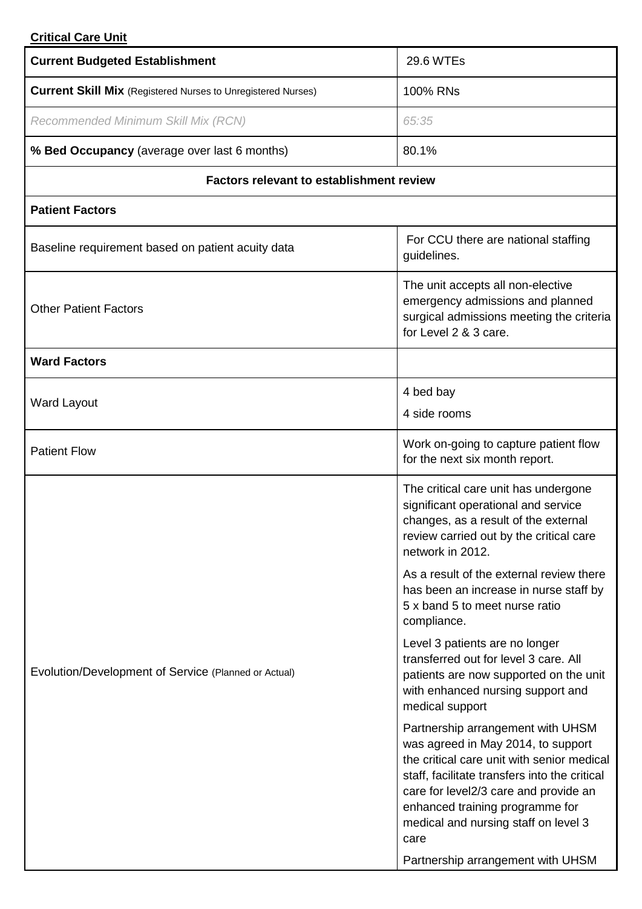**Critical Care Unit**

| **Current Budgeted Establishment** | 29.6 WTEs |
|---|---|
| **Current Skill Mix** (Registered Nurses to Unregistered Nurses) | 100% RNs |
| *Recommended Minimum Skill Mix (RCN)* | *65:35* |
| **% Bed Occupancy** (average over last 6 months) | 80.1% |
| **Factors relevant to establishment review** | |
| **Patient Factors** | |
| Baseline requirement based on patient acuity data | For CCU there are national staffing guidelines. |
| Other Patient Factors | The unit accepts all non-elective emergency admissions and planned surgical admissions meeting the criteria for Level 2 & 3 care. |
| **Ward Factors** | |
| Ward Layout | 4 bed bay<br>4 side rooms |
| Patient Flow | Work on-going to capture patient flow for the next six month report. |
| Evolution/Development of Service (Planned or Actual) | The critical care unit has undergone significant operational and service changes, as a result of the external review carried out by the critical care network in 2012.<br><br>As a result of the external review there has been an increase in nurse staff by 5 x band 5 to meet nurse ratio compliance.<br><br>Level 3 patients are no longer transferred out for level 3 care. All patients are now supported on the unit with enhanced nursing support and medical support<br><br>Partnership arrangement with UHSM was agreed in May 2014, to support the critical care unit with senior medical staff, facilitate transfers into the critical care for level2/3 care and provide an enhanced training programme for medical and nursing staff on level 3 care<br><br>Partnership arrangement with UHSM |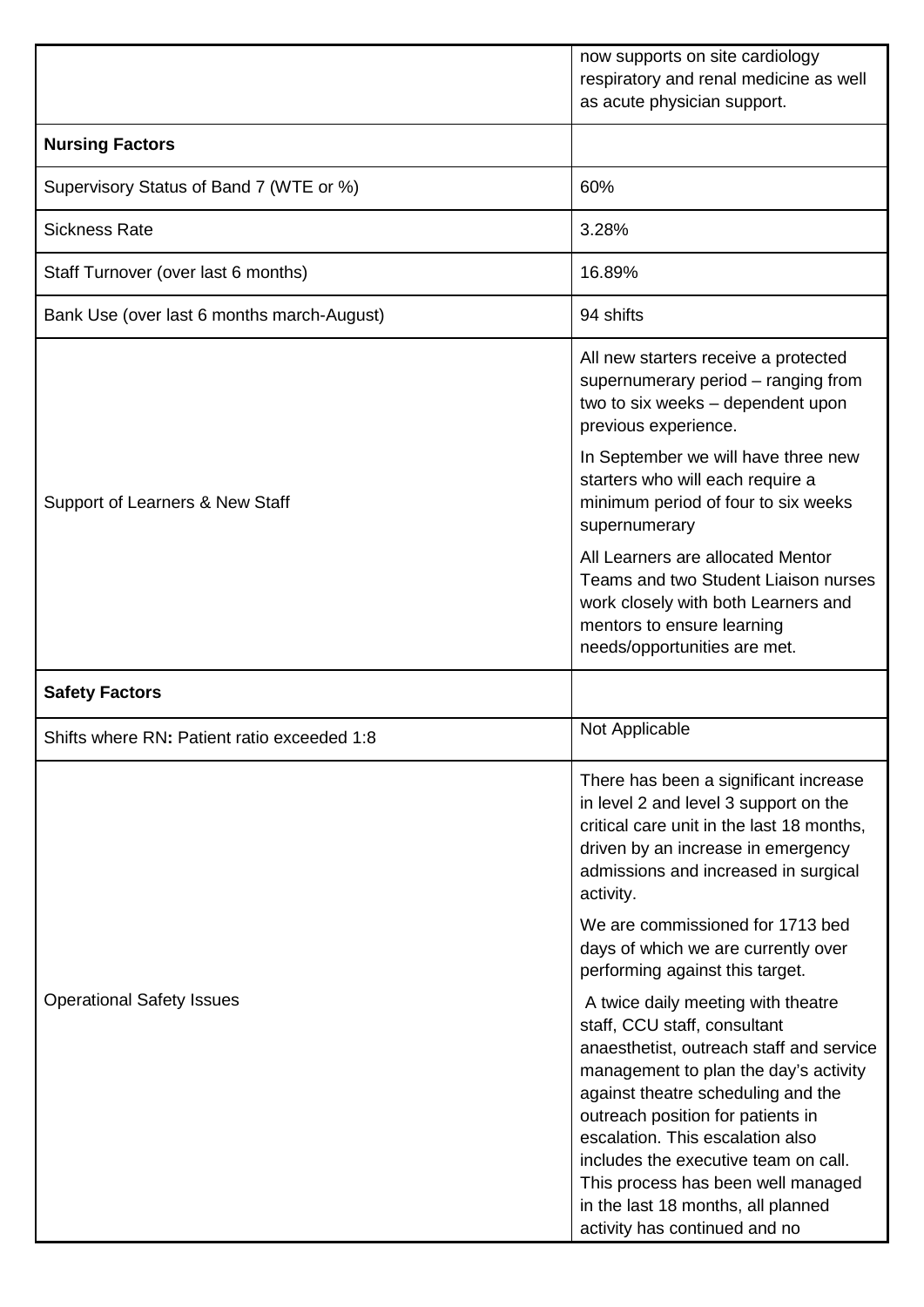| | |
|---|---|
| | now supports on site cardiology respiratory and renal medicine as well as acute physician support. |
| **Nursing Factors** | |
| Supervisory Status of Band 7 (WTE or %) | 60% |
| Sickness Rate | 3.28% |
| Staff Turnover (over last 6 months) | 16.89% |
| Bank Use (over last 6 months march-August) | 94 shifts |
| Support of Learners & New Staff | All new starters receive a protected supernumerary period – ranging from two to six weeks – dependent upon previous experience.<br><br>In September we will have three new starters who will each require a minimum period of four to six weeks supernumerary<br><br>All Learners are allocated Mentor Teams and two Student Liaison nurses work closely with both Learners and mentors to ensure learning needs/opportunities are met. |
| **Safety Factors** | |
| Shifts where RN**:** Patient ratio exceeded 1:8 | Not Applicable |
| Operational Safety Issues | There has been a significant increase in level 2 and level 3 support on the critical care unit in the last 18 months, driven by an increase in emergency admissions and increased in surgical activity.<br><br>We are commissioned for 1713 bed days of which we are currently over performing against this target.<br><br>A twice daily meeting with theatre staff, CCU staff, consultant anaesthetist, outreach staff and service management to plan the day's activity against theatre scheduling and the outreach position for patients in escalation. This escalation also includes the executive team on call. This process has been well managed in the last 18 months, all planned activity has continued and no |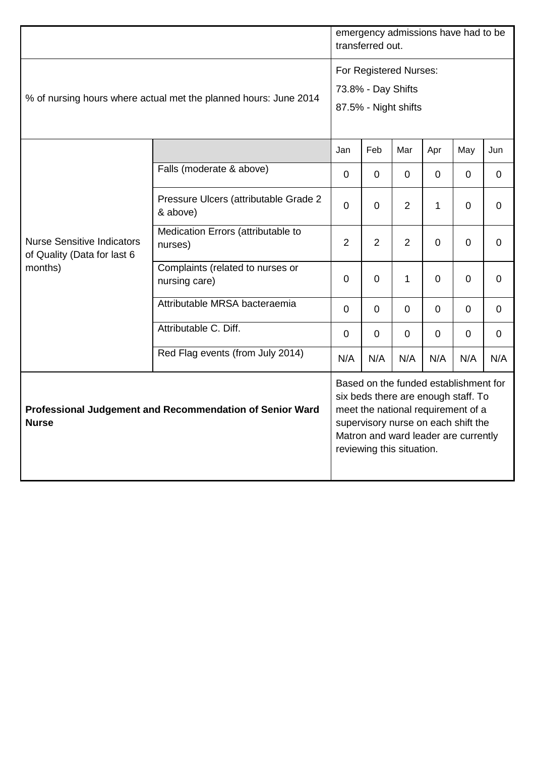| | | | | | | | |
|---|---|---|---|---|---|---|---|
| | | emergency admissions have had to be transferred out. | | | | | |
| % of nursing hours where actual met the planned hours: June 2014 | | For Registered Nurses:<br>73.8% - Day Shifts<br>87.5% - Night shifts | | | | | |
| Nurse Sensitive Indicators of Quality (Data for last 6 months) | | Jan | Feb | Mar | Apr | May | Jun |
| | Falls (moderate & above) | 0 | 0 | 0 | 0 | 0 | 0 |
| | Pressure Ulcers (attributable Grade 2 & above) | 0 | 0 | 2 | 1 | 0 | 0 |
| | Medication Errors (attributable to nurses) | 2 | 2 | 2 | 0 | 0 | 0 |
| | Complaints (related to nurses or nursing care) | 0 | 0 | 1 | 0 | 0 | 0 |
| | Attributable MRSA bacteraemia | 0 | 0 | 0 | 0 | 0 | 0 |
| | Attributable C. Diff. | 0 | 0 | 0 | 0 | 0 | 0 |
| | Red Flag events (from July 2014) | N/A | N/A | N/A | N/A | N/A | N/A |
| **Professional Judgement and Recommendation of Senior Ward Nurse** | | Based on the funded establishment for six beds there are enough staff. To meet the national requirement of a supervisory nurse on each shift the Matron and ward leader are currently reviewing this situation. | | | | | |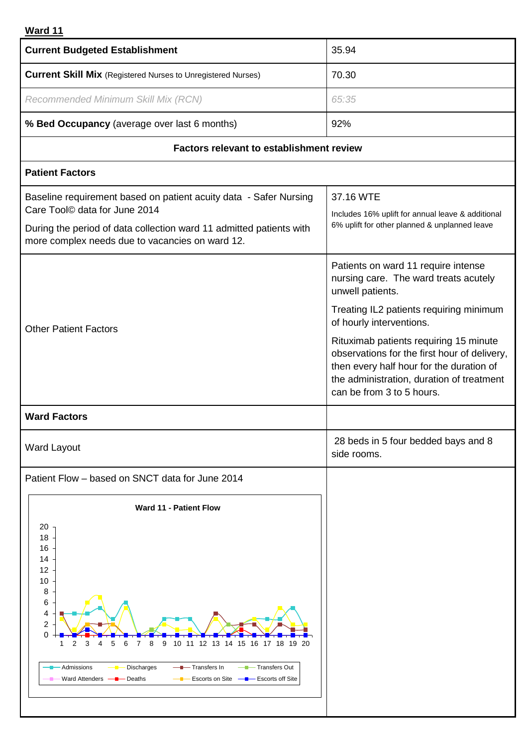**Ward 11**

| **Current Budgeted Establishment** | 35.94 |
|---|---|
| **Current Skill Mix** (Registered Nurses to Unregistered Nurses) | 70.30 |
| *Recommended Minimum Skill Mix (RCN)* | *65:35* |
| **% Bed Occupancy** (average over last 6 months) | 92% |
| **Factors relevant to establishment review** | |
| **Patient Factors** | |
| Baseline requirement based on patient acuity data - Safer Nursing Care Tool© data for June 2014<br><br>During the period of data collection ward 11 admitted patients with more complex needs due to vacancies on ward 12. | 37.16 WTE<br><br>Includes 16% uplift for annual leave & additional 6% uplift for other planned & unplanned leave |
| Other Patient Factors | Patients on ward 11 require intense nursing care. The ward treats acutely unwell patients.<br><br>Treating IL2 patients requiring minimum of hourly interventions.<br><br>Rituximab patients requiring 15 minute observations for the first hour of delivery, then every half hour for the duration of the administration, duration of treatment can be from 3 to 5 hours. |
| **Ward Factors** | |
| Ward Layout | 28 beds in 5 four bedded bays and 8 side rooms. |
| Patient Flow – based on SNCT data for June 2014 | |

**Ward 11 - Patient Flow**

Legend: Admissions, Discharges, Transfers In, Transfers Out, Ward Attenders, Deaths, Escorts on Site, Escorts off Site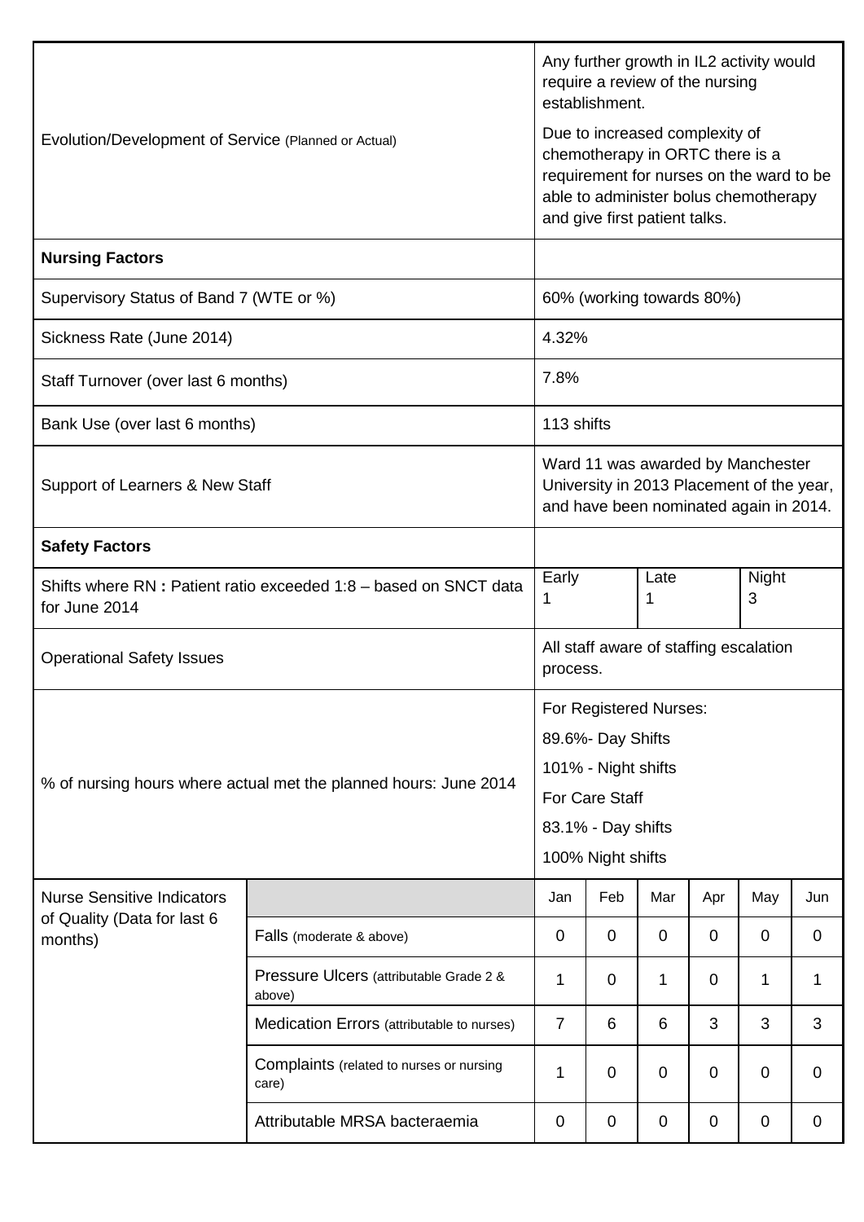| | | | | | | | |
|---|---|---|---|---|---|---|---|
| Evolution/Development of Service (Planned or Actual) | | Any further growth in IL2 activity would require a review of the nursing establishment.<br><br>Due to increased complexity of chemotherapy in ORTC there is a requirement for nurses on the ward to be able to administer bolus chemotherapy and give first patient talks. | | | | | |
| **Nursing Factors** | | | | | | | |
| Supervisory Status of Band 7 (WTE or %) | | 60% (working towards 80%) | | | | | |
| Sickness Rate (June 2014) | | 4.32% | | | | | |
| Staff Turnover (over last 6 months) | | 7.8% | | | | | |
| Bank Use (over last 6 months) | | 113 shifts | | | | | |
| Support of Learners & New Staff | | Ward 11 was awarded by Manchester University in 2013 Placement of the year, and have been nominated again in 2014. | | | | | |
| **Safety Factors** | | | | | | | |
| Shifts where RN : Patient ratio exceeded 1:8 – based on SNCT data for June 2014 | | Early<br>1 | | Late<br>1 | | Night<br>3 | |
| Operational Safety Issues | | All staff aware of staffing escalation process. | | | | | |
| % of nursing hours where actual met the planned hours: June 2014 | | For Registered Nurses:<br>89.6%- Day Shifts<br>101% - Night shifts<br>For Care Staff<br>83.1% - Day shifts<br>100% Night shifts | | | | | |
| Nurse Sensitive Indicators of Quality (Data for last 6 months) | | Jan | Feb | Mar | Apr | May | Jun |
| | Falls (moderate & above) | 0 | 0 | 0 | 0 | 0 | 0 |
| | Pressure Ulcers (attributable Grade 2 & above) | 1 | 0 | 1 | 0 | 1 | 1 |
| | Medication Errors (attributable to nurses) | 7 | 6 | 6 | 3 | 3 | 3 |
| | Complaints (related to nurses or nursing care) | 1 | 0 | 0 | 0 | 0 | 0 |
| | Attributable MRSA bacteraemia | 0 | 0 | 0 | 0 | 0 | 0 |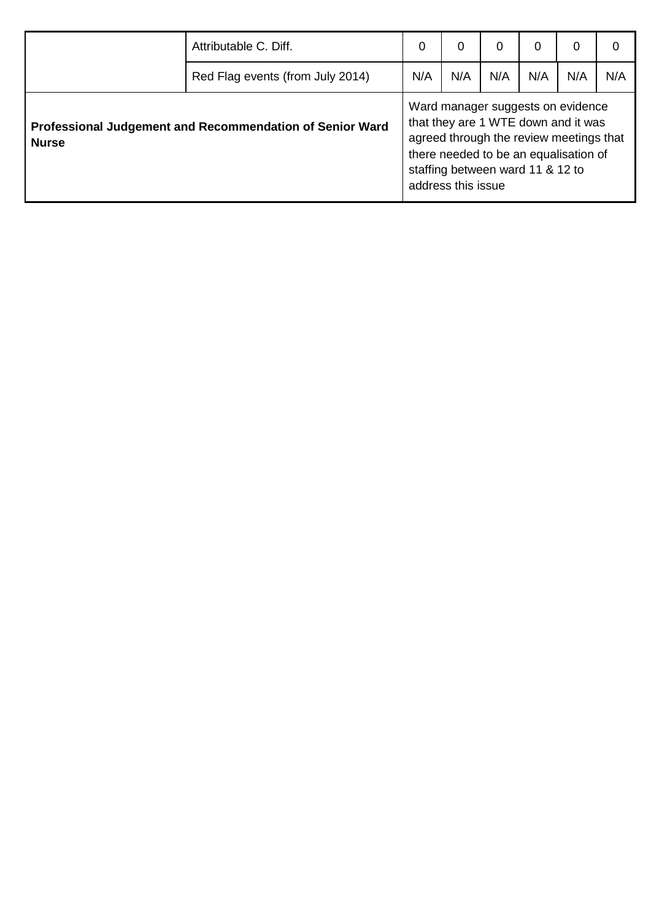| | | | | | | | |
|---|---|---|---|---|---|---|---|
| | Attributable C. Diff. | 0 | 0 | 0 | 0 | 0 | 0 |
| | Red Flag events (from July 2014) | N/A | N/A | N/A | N/A | N/A | N/A |
| **Professional Judgement and Recommendation of Senior Ward Nurse** | | Ward manager suggests on evidence that they are 1 WTE down and it was agreed through the review meetings that there needed to be an equalisation of staffing between ward 11 & 12 to address this issue | | | | | |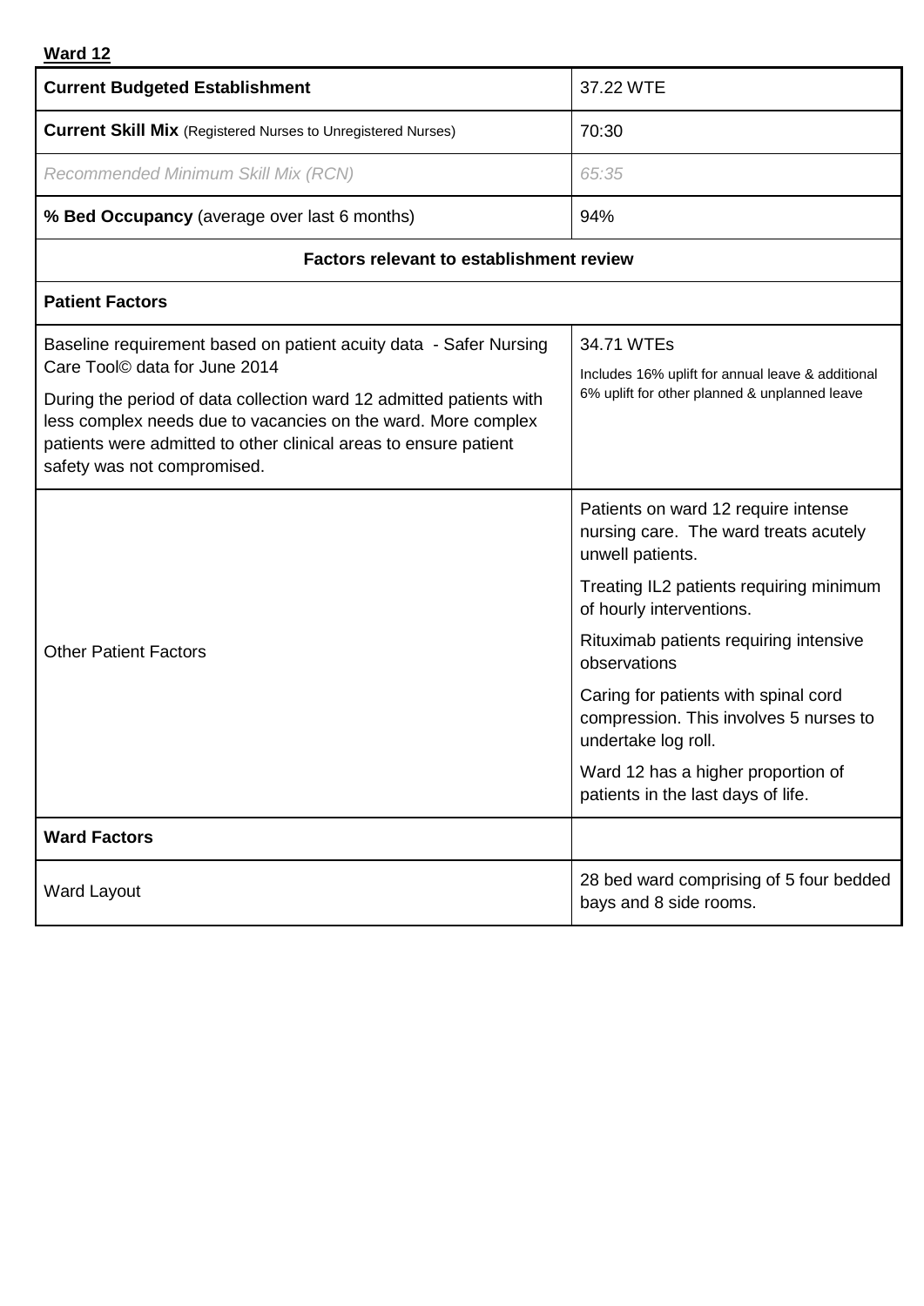**Ward 12**

| **Current Budgeted Establishment** | 37.22 WTE |
|---|---|
| **Current Skill Mix** (Registered Nurses to Unregistered Nurses) | 70:30 |
| *Recommended Minimum Skill Mix (RCN)* | *65:35* |
| **% Bed Occupancy** (average over last 6 months) | 94% |
| **Factors relevant to establishment review** | |
| **Patient Factors** | |
| Baseline requirement based on patient acuity data - Safer Nursing Care Tool© data for June 2014<br><br>During the period of data collection ward 12 admitted patients with less complex needs due to vacancies on the ward. More complex patients were admitted to other clinical areas to ensure patient safety was not compromised. | 34.71 WTEs<br>Includes 16% uplift for annual leave & additional 6% uplift for other planned & unplanned leave |
| Other Patient Factors | Patients on ward 12 require intense nursing care. The ward treats acutely unwell patients.<br><br>Treating IL2 patients requiring minimum of hourly interventions.<br><br>Rituximab patients requiring intensive observations<br><br>Caring for patients with spinal cord compression. This involves 5 nurses to undertake log roll.<br><br>Ward 12 has a higher proportion of patients in the last days of life. |
| **Ward Factors** | |
| Ward Layout | 28 bed ward comprising of 5 four bedded bays and 8 side rooms. |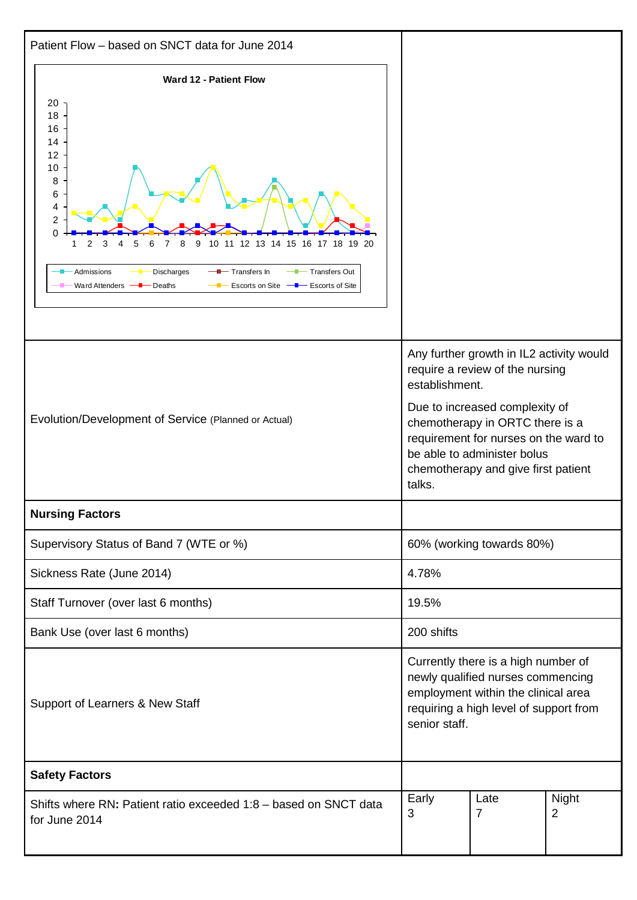| Patient Flow – based on SNCT data for June 2014 | |
|---|---|
| **Ward 12 - Patient Flow** (chart: Admissions, Discharges, Transfers In, Transfers Out, Ward Attenders, Deaths, Escorts on Site, Escorts of Site; x-axis 1–20, y-axis 0–20) | |
| Evolution/Development of Service (Planned or Actual) | Any further growth in IL2 activity would require a review of the nursing establishment.<br><br>Due to increased complexity of chemotherapy in ORTC there is a requirement for nurses on the ward to be able to administer bolus chemotherapy and give first patient talks. |
| **Nursing Factors** | |
| Supervisory Status of Band 7 (WTE or %) | 60% (working towards 80%) |
| Sickness Rate (June 2014) | 4.78% |
| Staff Turnover (over last 6 months) | 19.5% |
| Bank Use (over last 6 months) | 200 shifts |
| Support of Learners & New Staff | Currently there is a high number of newly qualified nurses commencing employment within the clinical area requiring a high level of support from senior staff. |
| **Safety Factors** | |
| Shifts where RN**:** Patient ratio exceeded 1:8 – based on SNCT data for June 2014 | Early 3 / Late 7 / Night 2 |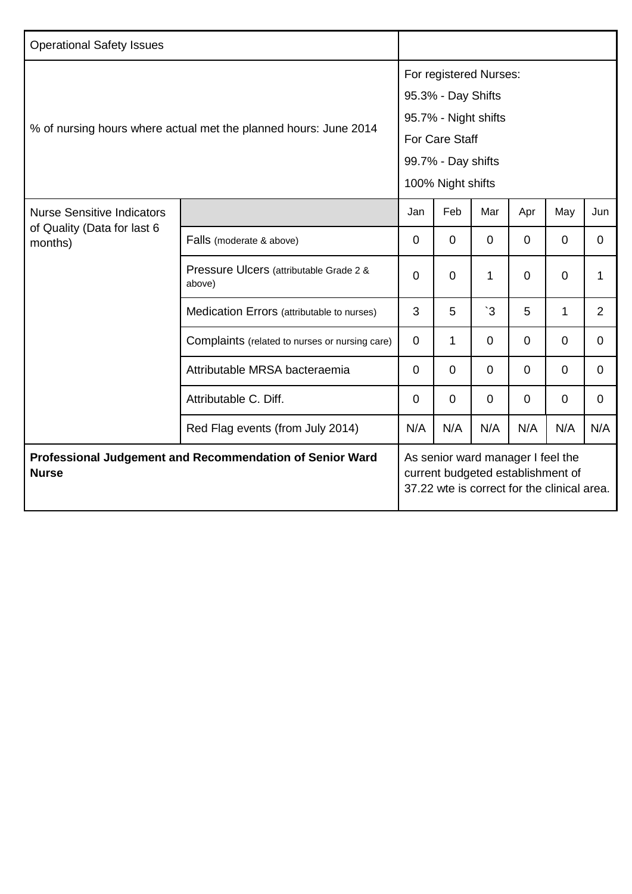| | | | | | | | |
|---|---|---|---|---|---|---|---|
| Operational Safety Issues | | | | | | | |
| % of nursing hours where actual met the planned hours: June 2014 | | For registered Nurses:<br>95.3% - Day Shifts<br>95.7% - Night shifts<br>For Care Staff<br>99.7% - Day shifts<br>100% Night shifts | | | | | |
| Nurse Sensitive Indicators of Quality (Data for last 6 months) | | Jan | Feb | Mar | Apr | May | Jun |
| | Falls (moderate & above) | 0 | 0 | 0 | 0 | 0 | 0 |
| | Pressure Ulcers (attributable Grade 2 & above) | 0 | 0 | 1 | 0 | 0 | 1 |
| | Medication Errors (attributable to nurses) | 3 | 5 | `3 | 5 | 1 | 2 |
| | Complaints (related to nurses or nursing care) | 0 | 1 | 0 | 0 | 0 | 0 |
| | Attributable MRSA bacteraemia | 0 | 0 | 0 | 0 | 0 | 0 |
| | Attributable C. Diff. | 0 | 0 | 0 | 0 | 0 | 0 |
| | Red Flag events (from July 2014) | N/A | N/A | N/A | N/A | N/A | N/A |
| **Professional Judgement and Recommendation of Senior Ward Nurse** | | As senior ward manager I feel the current budgeted establishment of 37.22 wte is correct for the clinical area. | | | | | |